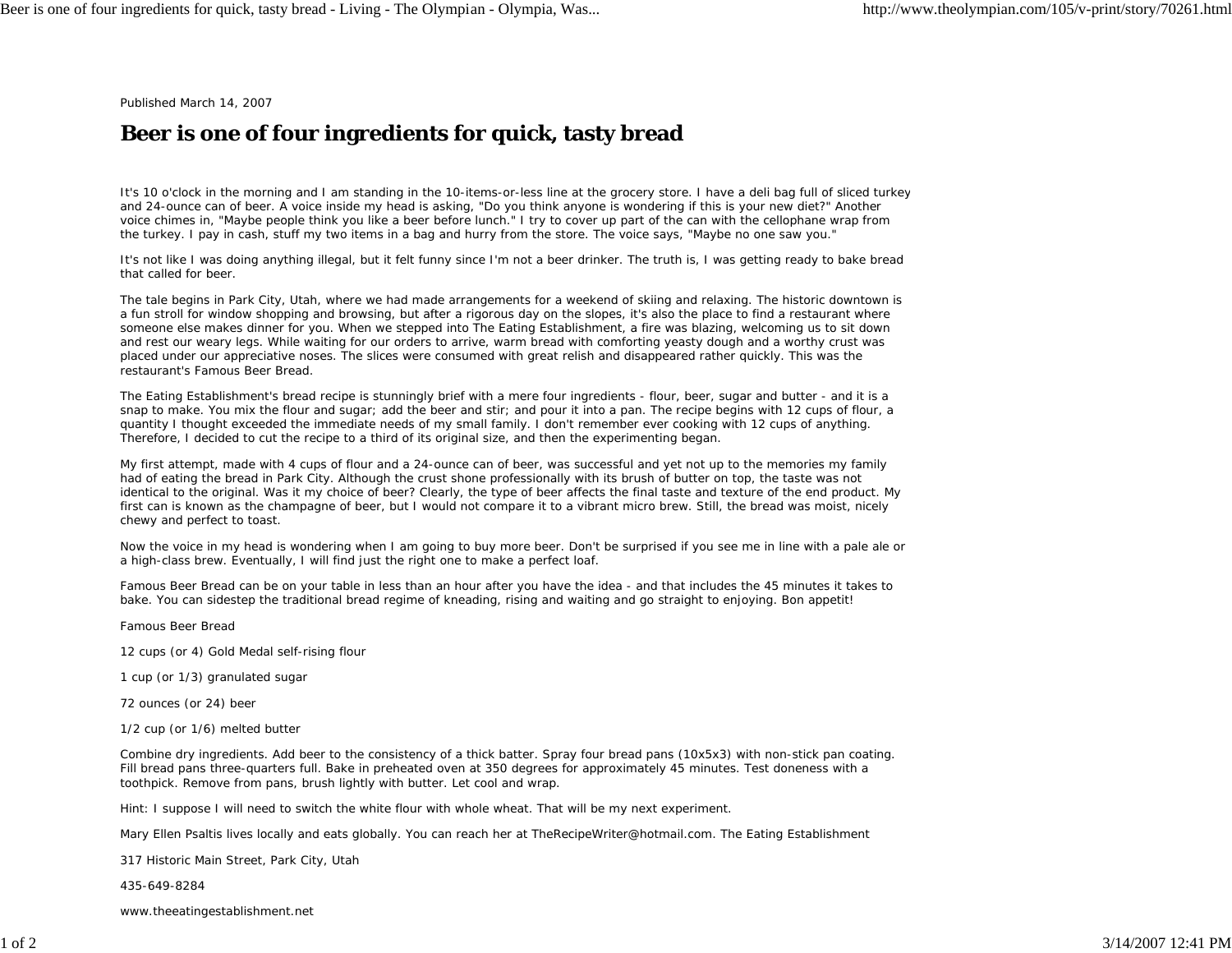Published March 14, 2007

# Beer is one of four ingredients for quick, tasty bread

It's 10 o'clock in the morning and I am standing in the 10-items-or-less line at the grocery store. I have a deli bag full of sliced turkey and 24-ounce can of beer. A voice inside my head is asking, "Do you think anyone is wondering if this is your new diet?" Another voice chimes in, "Maybe people think you like a beer before lunch." I try to cover up part of the can with the cellophane wrap from the turkey. I pay in cash, stuff my two items in a bag and hurry from the store. The voice says, "Maybe no one saw you."

It's not like I was doing anything illegal, but it felt funny since I'm not a beer drinker. The truth is, I was getting ready to bake bread that called for beer.

The tale begins in Park City, Utah, where we had made arrangements for a weekend of skiing and relaxing. The historic downtown is a fun stroll for window shopping and browsing, but after a rigorous day on the slopes, it's also the place to find a restaurant where someone else makes dinner for you. When we stepped into The Eating Establishment, a fire was blazing, welcoming us to sit down and rest our weary legs. While waiting for our orders to arrive, warm bread with comforting yeasty dough and a worthy crust was placed under our appreciative noses. The slices were consumed with great relish and disappeared rather quickly. This was the restaurant's Famous Beer Bread.

The Eating Establishment's bread recipe is stunningly brief with a mere four ingredients - flour, beer, sugar and butter - and it is a snap to make. You mix the flour and sugar; add the beer and stir; and pour it into a pan. The recipe begins with 12 cups of flour, a quantity I thought exceeded the immediate needs of my small family. I don't remember ever cooking with 12 cups of anything. Therefore, I decided to cut the recipe to a third of its original size, and then the experimenting began.

My first attempt, made with 4 cups of flour and a 24-ounce can of beer, was successful and yet not up to the memories my family had of eating the bread in Park City. Although the crust shone professionally with its brush of butter on top, the taste was not identical to the original. Was it my choice of beer? Clearly, the type of beer affects the final taste and texture of the end product. My first can is known as the champagne of beer, but I would not compare it to a vibrant micro brew. Still, the bread was moist, nicely chewy and perfect to toast.

Now the voice in my head is wondering when I am going to buy more beer. Don't be surprised if you see me in line with a pale ale or a high-class brew. Eventually, I will find just the right one to make a perfect loaf.

Famous Beer Bread can be on your table in less than an hour after you have the idea - and that includes the 45 minutes it takes to bake. You can sidestep the traditional bread regime of kneading, rising and waiting and go straight to enjoying. Bon appetit!

Famous Beer Bread

12 cups (or 4) Gold Medal self-rising flour

1 cup (or 1/3) granulated sugar

72 ounces (or 24) beer

1/2 cup (or 1/6) melted butter

Combine dry ingredients. Add beer to the consistency of a thick batter. Spray four bread pans (10x5x3) with non-stick pan coating. Fill bread pans three-quarters full. Bake in preheated oven at 350 degrees for approximately 45 minutes. Test doneness with a toothpick. Remove from pans, brush lightly with butter. Let cool and wrap.

Hint: I suppose I will need to switch the white flour with whole wheat. That will be my next experiment.

Mary Ellen Psaltis lives locally and eats globally. You can reach her at TheRecipeWriter@hotmail.com. The Eating Establishment

317 Historic Main Street, Park City, Utah

435-649-8284

www.theeatingestablishment.net